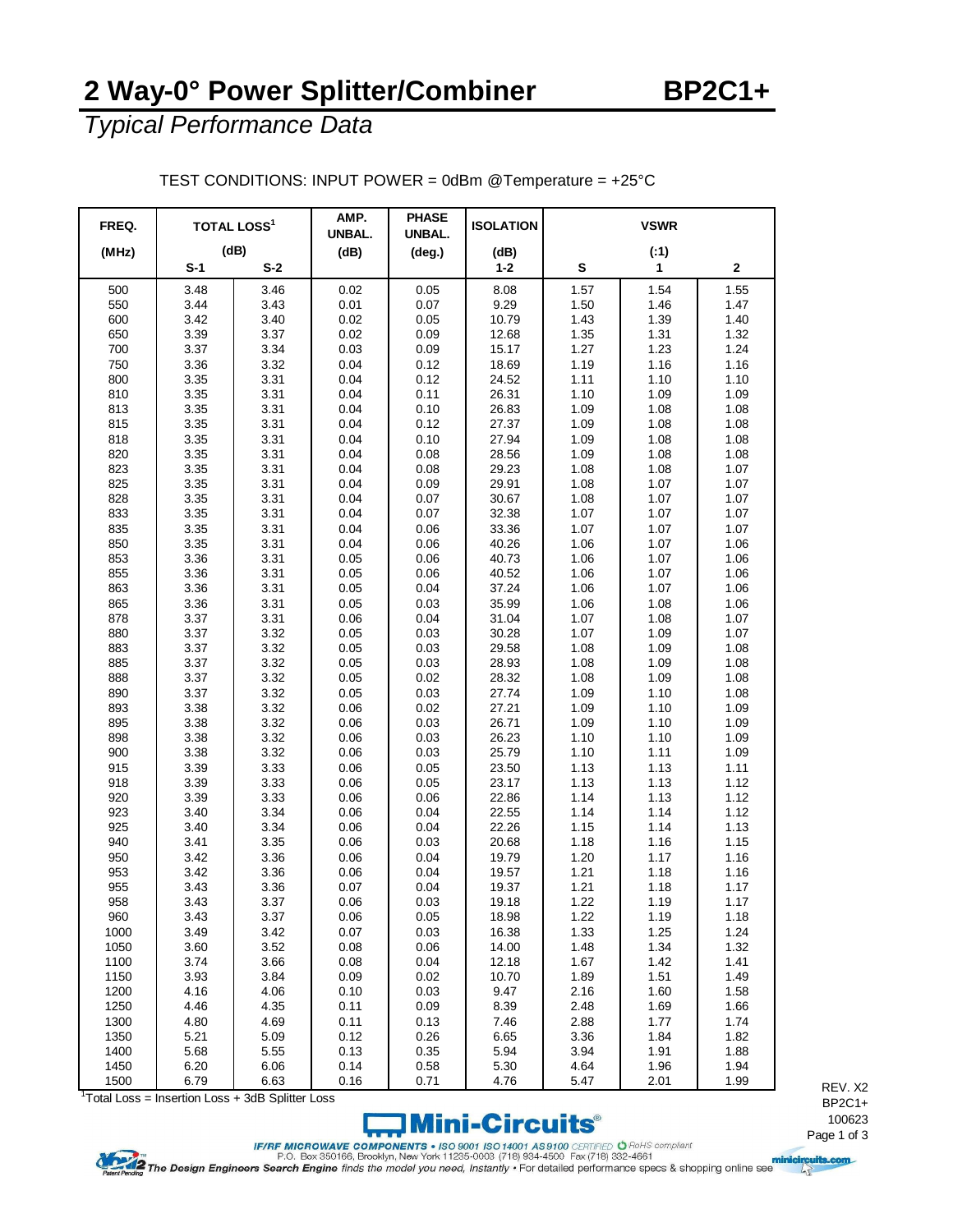# 2 Way-0° Power Splitter/Combiner BP2C1+

*Typical Performance Data*

TEST CONDITIONS: INPUT POWER = 0dBm @Temperature = +25°C

| FREQ. (MHz) | TOTAL LOSS[1] (dB) | | AMP. UNBAL. (dB) | PHASE UNBAL. (deg.) | ISOLATION (dB) | VSWR (:1) | | |
|---|---|---|---|---|---|---|---|---|
| | S-1 | S-2 | | | 1-2 | S | 1 | 2 |
| 500 | 3.48 | 3.46 | 0.02 | 0.05 | 8.08 | 1.57 | 1.54 | 1.55 |
| 550 | 3.44 | 3.43 | 0.01 | 0.07 | 9.29 | 1.50 | 1.46 | 1.47 |
| 600 | 3.42 | 3.40 | 0.02 | 0.05 | 10.79 | 1.43 | 1.39 | 1.40 |
| 650 | 3.39 | 3.37 | 0.02 | 0.09 | 12.68 | 1.35 | 1.31 | 1.32 |
| 700 | 3.37 | 3.34 | 0.03 | 0.09 | 15.17 | 1.27 | 1.23 | 1.24 |
| 750 | 3.36 | 3.32 | 0.04 | 0.12 | 18.69 | 1.19 | 1.16 | 1.16 |
| 800 | 3.35 | 3.31 | 0.04 | 0.12 | 24.52 | 1.11 | 1.10 | 1.10 |
| 810 | 3.35 | 3.31 | 0.04 | 0.11 | 26.31 | 1.10 | 1.09 | 1.09 |
| 813 | 3.35 | 3.31 | 0.04 | 0.10 | 26.83 | 1.09 | 1.08 | 1.08 |
| 815 | 3.35 | 3.31 | 0.04 | 0.12 | 27.37 | 1.09 | 1.08 | 1.08 |
| 818 | 3.35 | 3.31 | 0.04 | 0.10 | 27.94 | 1.09 | 1.08 | 1.08 |
| 820 | 3.35 | 3.31 | 0.04 | 0.08 | 28.56 | 1.09 | 1.08 | 1.08 |
| 823 | 3.35 | 3.31 | 0.04 | 0.08 | 29.23 | 1.08 | 1.08 | 1.07 |
| 825 | 3.35 | 3.31 | 0.04 | 0.09 | 29.91 | 1.08 | 1.07 | 1.07 |
| 828 | 3.35 | 3.31 | 0.04 | 0.07 | 30.67 | 1.08 | 1.07 | 1.07 |
| 833 | 3.35 | 3.31 | 0.04 | 0.07 | 32.38 | 1.07 | 1.07 | 1.07 |
| 835 | 3.35 | 3.31 | 0.04 | 0.06 | 33.36 | 1.07 | 1.07 | 1.07 |
| 850 | 3.35 | 3.31 | 0.04 | 0.06 | 40.26 | 1.06 | 1.07 | 1.06 |
| 853 | 3.36 | 3.31 | 0.05 | 0.06 | 40.73 | 1.06 | 1.07 | 1.06 |
| 855 | 3.36 | 3.31 | 0.05 | 0.06 | 40.52 | 1.06 | 1.07 | 1.06 |
| 863 | 3.36 | 3.31 | 0.05 | 0.04 | 37.24 | 1.06 | 1.07 | 1.06 |
| 865 | 3.36 | 3.31 | 0.05 | 0.03 | 35.99 | 1.06 | 1.08 | 1.06 |
| 878 | 3.37 | 3.31 | 0.06 | 0.04 | 31.04 | 1.07 | 1.08 | 1.07 |
| 880 | 3.37 | 3.32 | 0.05 | 0.03 | 30.28 | 1.07 | 1.09 | 1.07 |
| 883 | 3.37 | 3.32 | 0.05 | 0.03 | 29.58 | 1.08 | 1.09 | 1.08 |
| 885 | 3.37 | 3.32 | 0.05 | 0.03 | 28.93 | 1.08 | 1.09 | 1.08 |
| 888 | 3.37 | 3.32 | 0.05 | 0.02 | 28.32 | 1.08 | 1.09 | 1.08 |
| 890 | 3.37 | 3.32 | 0.05 | 0.03 | 27.74 | 1.09 | 1.10 | 1.08 |
| 893 | 3.38 | 3.32 | 0.06 | 0.02 | 27.21 | 1.09 | 1.10 | 1.09 |
| 895 | 3.38 | 3.32 | 0.06 | 0.03 | 26.71 | 1.09 | 1.10 | 1.09 |
| 898 | 3.38 | 3.32 | 0.06 | 0.03 | 26.23 | 1.10 | 1.10 | 1.09 |
| 900 | 3.38 | 3.32 | 0.06 | 0.03 | 25.79 | 1.10 | 1.11 | 1.09 |
| 915 | 3.39 | 3.33 | 0.06 | 0.05 | 23.50 | 1.13 | 1.13 | 1.11 |
| 918 | 3.39 | 3.33 | 0.06 | 0.05 | 23.17 | 1.13 | 1.13 | 1.12 |
| 920 | 3.39 | 3.33 | 0.06 | 0.06 | 22.86 | 1.14 | 1.13 | 1.12 |
| 923 | 3.40 | 3.34 | 0.06 | 0.04 | 22.55 | 1.14 | 1.14 | 1.12 |
| 925 | 3.40 | 3.34 | 0.06 | 0.04 | 22.26 | 1.15 | 1.14 | 1.13 |
| 940 | 3.41 | 3.35 | 0.06 | 0.03 | 20.68 | 1.18 | 1.16 | 1.15 |
| 950 | 3.42 | 3.36 | 0.06 | 0.04 | 19.79 | 1.20 | 1.17 | 1.16 |
| 953 | 3.42 | 3.36 | 0.06 | 0.04 | 19.57 | 1.21 | 1.18 | 1.16 |
| 955 | 3.43 | 3.36 | 0.07 | 0.04 | 19.37 | 1.21 | 1.18 | 1.17 |
| 958 | 3.43 | 3.37 | 0.06 | 0.03 | 19.18 | 1.22 | 1.19 | 1.17 |
| 960 | 3.43 | 3.37 | 0.06 | 0.05 | 18.98 | 1.22 | 1.19 | 1.18 |
| 1000 | 3.49 | 3.42 | 0.07 | 0.03 | 16.38 | 1.33 | 1.25 | 1.24 |
| 1050 | 3.60 | 3.52 | 0.08 | 0.06 | 14.00 | 1.48 | 1.34 | 1.32 |
| 1100 | 3.74 | 3.66 | 0.08 | 0.04 | 12.18 | 1.67 | 1.42 | 1.41 |
| 1150 | 3.93 | 3.84 | 0.09 | 0.02 | 10.70 | 1.89 | 1.51 | 1.49 |
| 1200 | 4.16 | 4.06 | 0.10 | 0.03 | 9.47 | 2.16 | 1.60 | 1.58 |
| 1250 | 4.46 | 4.35 | 0.11 | 0.09 | 8.39 | 2.48 | 1.69 | 1.66 |
| 1300 | 4.80 | 4.69 | 0.11 | 0.13 | 7.46 | 2.88 | 1.77 | 1.74 |
| 1350 | 5.21 | 5.09 | 0.12 | 0.26 | 6.65 | 3.36 | 1.84 | 1.82 |
| 1400 | 5.68 | 5.55 | 0.13 | 0.35 | 5.94 | 3.94 | 1.91 | 1.88 |
| 1450 | 6.20 | 6.06 | 0.14 | 0.58 | 5.30 | 4.64 | 1.96 | 1.94 |
| 1500 | 6.79 | 6.63 | 0.16 | 0.71 | 4.76 | 5.47 | 2.01 | 1.99 |

[1] Total Loss = Insertion Loss + 3dB Splitter Loss

REV. X2
BP2C1+
100623

Mini-Circuits®

IF/RF MICROWAVE COMPONENTS • ISO 9001 ISO 14001 AS 9100 CERTIFIED RoHS compliant
P.O. Box 350166, Brooklyn, New York 11235-0003 (718) 934-4500 Fax (718) 332-4661
The Design Engineers Search Engine finds the model you need, Instantly • For detailed performance specs & shopping online see minicircuits.com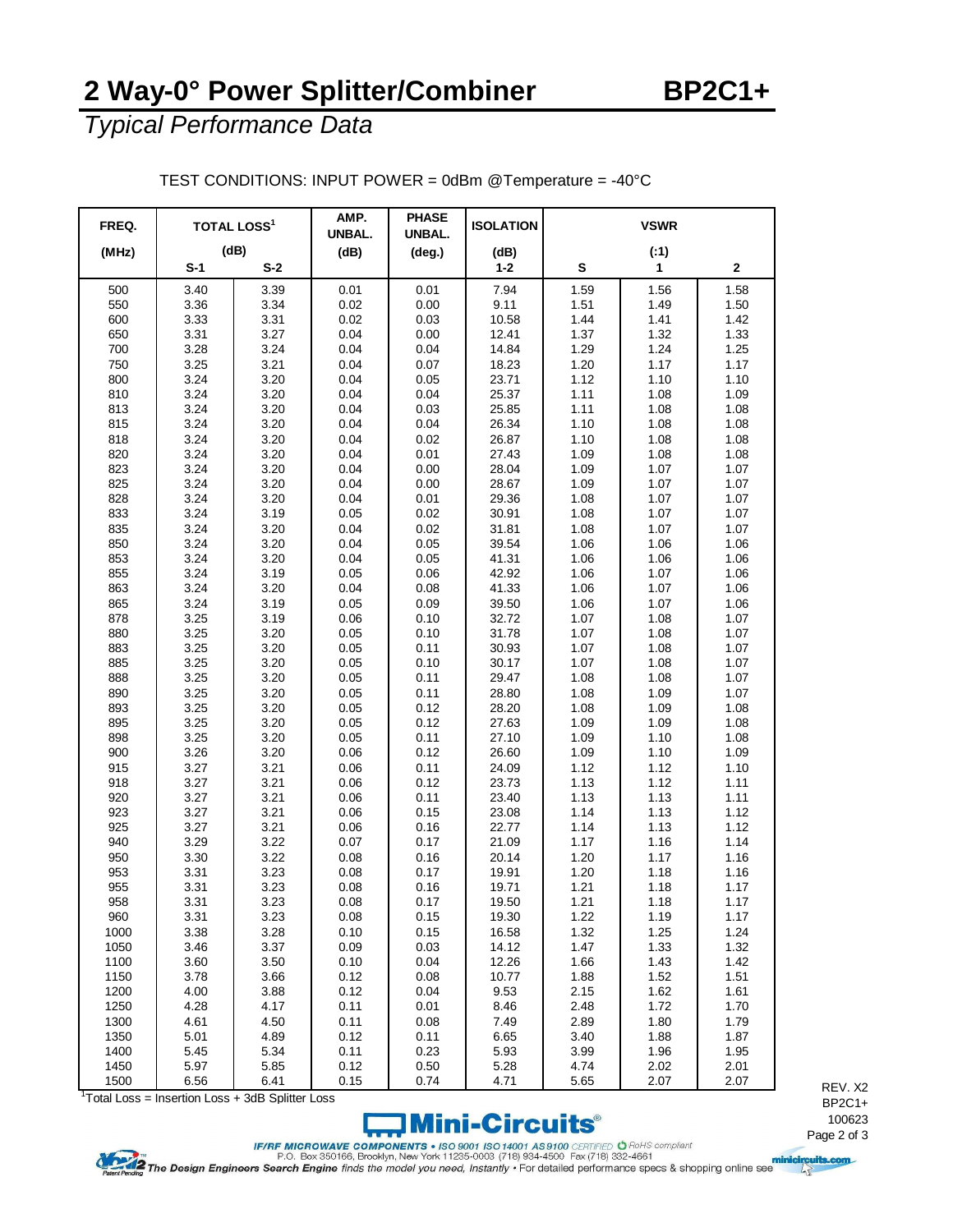# 2 Way-0° Power Splitter/Combiner BP2C1+

*Typical Performance Data*

TEST CONDITIONS: INPUT POWER = 0dBm @Temperature = -40°C

| FREQ. (MHz) | TOTAL LOSS[1] (dB) | | AMP. UNBAL. (dB) | PHASE UNBAL. (deg.) | ISOLATION (dB) | VSWR (:1) | | |
|---|---|---|---|---|---|---|---|---|
| | S-1 | S-2 | | | 1-2 | S | 1 | 2 |
| 500 | 3.40 | 3.39 | 0.01 | 0.01 | 7.94 | 1.59 | 1.56 | 1.58 |
| 550 | 3.36 | 3.34 | 0.02 | 0.00 | 9.11 | 1.51 | 1.49 | 1.50 |
| 600 | 3.33 | 3.31 | 0.02 | 0.03 | 10.58 | 1.44 | 1.41 | 1.42 |
| 650 | 3.31 | 3.27 | 0.04 | 0.00 | 12.41 | 1.37 | 1.32 | 1.33 |
| 700 | 3.28 | 3.24 | 0.04 | 0.04 | 14.84 | 1.29 | 1.24 | 1.25 |
| 750 | 3.25 | 3.21 | 0.04 | 0.07 | 18.23 | 1.20 | 1.17 | 1.17 |
| 800 | 3.24 | 3.20 | 0.04 | 0.05 | 23.71 | 1.12 | 1.10 | 1.10 |
| 810 | 3.24 | 3.20 | 0.04 | 0.04 | 25.37 | 1.11 | 1.08 | 1.09 |
| 813 | 3.24 | 3.20 | 0.04 | 0.03 | 25.85 | 1.11 | 1.08 | 1.08 |
| 815 | 3.24 | 3.20 | 0.04 | 0.04 | 26.34 | 1.10 | 1.08 | 1.08 |
| 818 | 3.24 | 3.20 | 0.04 | 0.02 | 26.87 | 1.10 | 1.08 | 1.08 |
| 820 | 3.24 | 3.20 | 0.04 | 0.01 | 27.43 | 1.09 | 1.08 | 1.08 |
| 823 | 3.24 | 3.20 | 0.04 | 0.00 | 28.04 | 1.09 | 1.07 | 1.07 |
| 825 | 3.24 | 3.20 | 0.04 | 0.00 | 28.67 | 1.09 | 1.07 | 1.07 |
| 828 | 3.24 | 3.20 | 0.04 | 0.01 | 29.36 | 1.08 | 1.07 | 1.07 |
| 833 | 3.24 | 3.19 | 0.05 | 0.02 | 30.91 | 1.08 | 1.07 | 1.07 |
| 835 | 3.24 | 3.20 | 0.04 | 0.02 | 31.81 | 1.08 | 1.07 | 1.07 |
| 850 | 3.24 | 3.20 | 0.04 | 0.05 | 39.54 | 1.06 | 1.06 | 1.06 |
| 853 | 3.24 | 3.20 | 0.04 | 0.05 | 41.31 | 1.06 | 1.06 | 1.06 |
| 855 | 3.24 | 3.19 | 0.05 | 0.06 | 42.92 | 1.06 | 1.07 | 1.06 |
| 863 | 3.24 | 3.20 | 0.04 | 0.08 | 41.33 | 1.06 | 1.07 | 1.06 |
| 865 | 3.24 | 3.19 | 0.05 | 0.09 | 39.50 | 1.06 | 1.07 | 1.06 |
| 878 | 3.25 | 3.19 | 0.06 | 0.10 | 32.72 | 1.07 | 1.08 | 1.07 |
| 880 | 3.25 | 3.20 | 0.05 | 0.10 | 31.78 | 1.07 | 1.08 | 1.07 |
| 883 | 3.25 | 3.20 | 0.05 | 0.11 | 30.93 | 1.07 | 1.08 | 1.07 |
| 885 | 3.25 | 3.20 | 0.05 | 0.10 | 30.17 | 1.07 | 1.08 | 1.07 |
| 888 | 3.25 | 3.20 | 0.05 | 0.11 | 29.47 | 1.08 | 1.08 | 1.07 |
| 890 | 3.25 | 3.20 | 0.05 | 0.11 | 28.80 | 1.08 | 1.09 | 1.07 |
| 893 | 3.25 | 3.20 | 0.05 | 0.12 | 28.20 | 1.08 | 1.09 | 1.08 |
| 895 | 3.25 | 3.20 | 0.05 | 0.12 | 27.63 | 1.09 | 1.09 | 1.08 |
| 898 | 3.25 | 3.20 | 0.05 | 0.11 | 27.10 | 1.09 | 1.10 | 1.08 |
| 900 | 3.26 | 3.20 | 0.06 | 0.12 | 26.60 | 1.09 | 1.10 | 1.09 |
| 915 | 3.27 | 3.21 | 0.06 | 0.11 | 24.09 | 1.12 | 1.12 | 1.10 |
| 918 | 3.27 | 3.21 | 0.06 | 0.12 | 23.73 | 1.13 | 1.12 | 1.11 |
| 920 | 3.27 | 3.21 | 0.06 | 0.11 | 23.40 | 1.13 | 1.13 | 1.11 |
| 923 | 3.27 | 3.21 | 0.06 | 0.15 | 23.08 | 1.14 | 1.13 | 1.12 |
| 925 | 3.27 | 3.21 | 0.06 | 0.16 | 22.77 | 1.14 | 1.13 | 1.12 |
| 940 | 3.29 | 3.22 | 0.07 | 0.17 | 21.09 | 1.17 | 1.16 | 1.14 |
| 950 | 3.30 | 3.22 | 0.08 | 0.16 | 20.14 | 1.20 | 1.17 | 1.16 |
| 953 | 3.31 | 3.23 | 0.08 | 0.17 | 19.91 | 1.20 | 1.18 | 1.16 |
| 955 | 3.31 | 3.23 | 0.08 | 0.16 | 19.71 | 1.21 | 1.18 | 1.17 |
| 958 | 3.31 | 3.23 | 0.08 | 0.17 | 19.50 | 1.21 | 1.18 | 1.17 |
| 960 | 3.31 | 3.23 | 0.08 | 0.15 | 19.30 | 1.22 | 1.19 | 1.17 |
| 1000 | 3.38 | 3.28 | 0.10 | 0.15 | 16.58 | 1.32 | 1.25 | 1.24 |
| 1050 | 3.46 | 3.37 | 0.09 | 0.03 | 14.12 | 1.47 | 1.33 | 1.32 |
| 1100 | 3.60 | 3.50 | 0.10 | 0.04 | 12.26 | 1.66 | 1.43 | 1.42 |
| 1150 | 3.78 | 3.66 | 0.12 | 0.08 | 10.77 | 1.88 | 1.52 | 1.51 |
| 1200 | 4.00 | 3.88 | 0.12 | 0.04 | 9.53 | 2.15 | 1.62 | 1.61 |
| 1250 | 4.28 | 4.17 | 0.11 | 0.01 | 8.46 | 2.48 | 1.72 | 1.70 |
| 1300 | 4.61 | 4.50 | 0.11 | 0.08 | 7.49 | 2.89 | 1.80 | 1.79 |
| 1350 | 5.01 | 4.89 | 0.12 | 0.11 | 6.65 | 3.40 | 1.88 | 1.87 |
| 1400 | 5.45 | 5.34 | 0.11 | 0.23 | 5.93 | 3.99 | 1.96 | 1.95 |
| 1450 | 5.97 | 5.85 | 0.12 | 0.50 | 5.28 | 4.74 | 2.02 | 2.01 |
| 1500 | 6.56 | 6.41 | 0.15 | 0.74 | 4.71 | 5.65 | 2.07 | 2.07 |

[1]Total Loss = Insertion Loss + 3dB Splitter Loss

REV. X2
BP2C1+
100623

**Mini-Circuits®**

*IF/RF MICROWAVE COMPONENTS* • ISO 9001 ISO 14001 AS 9100 CERTIFIED • RoHS compliant
P.O. Box 350166, Brooklyn, New York 11235-0003 (718) 934-4500 Fax (718) 332-4661

*The Design Engineers Search Engine* finds the model you need, Instantly • For detailed performance specs & shopping online see minicircuits.com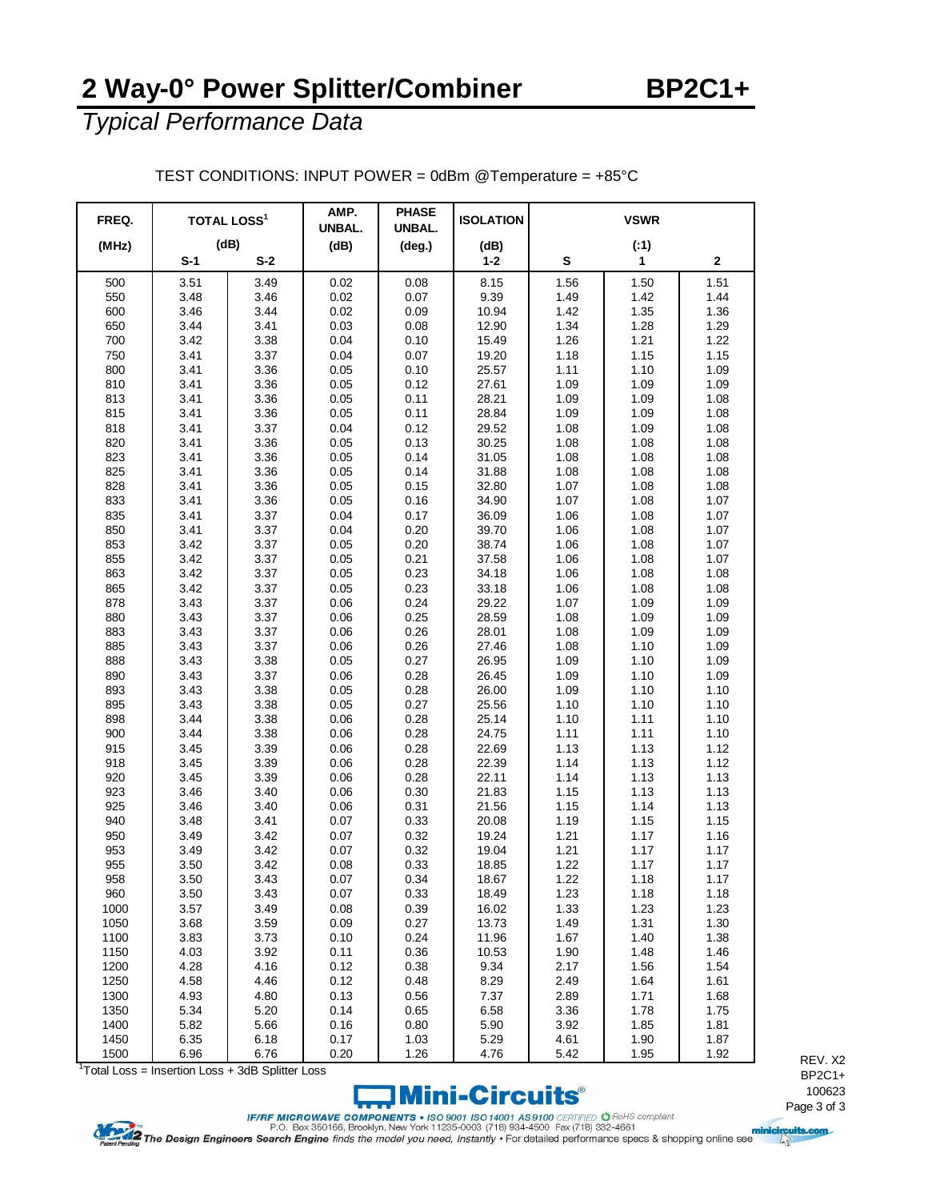# 2 Way-0° Power Splitter/Combiner BP2C1+

## *Typical Performance Data*

TEST CONDITIONS: INPUT POWER = 0dBm @Temperature = +85°C

| FREQ. (MHz) | TOTAL LOSS[1] (dB) S-1 | S-2 | AMP. UNBAL. (dB) | PHASE UNBAL. (deg.) | ISOLATION (dB) 1-2 | VSWR (:1) S | 1 | 2 |
|---|---|---|---|---|---|---|---|---|
| 500 | 3.51 | 3.49 | 0.02 | 0.08 | 8.15 | 1.56 | 1.50 | 1.51 |
| 550 | 3.48 | 3.46 | 0.02 | 0.07 | 9.39 | 1.49 | 1.42 | 1.44 |
| 600 | 3.46 | 3.44 | 0.02 | 0.09 | 10.94 | 1.42 | 1.35 | 1.36 |
| 650 | 3.44 | 3.41 | 0.03 | 0.08 | 12.90 | 1.34 | 1.28 | 1.29 |
| 700 | 3.42 | 3.38 | 0.04 | 0.10 | 15.49 | 1.26 | 1.21 | 1.22 |
| 750 | 3.41 | 3.37 | 0.04 | 0.07 | 19.20 | 1.18 | 1.15 | 1.15 |
| 800 | 3.41 | 3.36 | 0.05 | 0.10 | 25.57 | 1.11 | 1.10 | 1.09 |
| 810 | 3.41 | 3.36 | 0.05 | 0.12 | 27.61 | 1.09 | 1.09 | 1.09 |
| 813 | 3.41 | 3.36 | 0.05 | 0.11 | 28.21 | 1.09 | 1.09 | 1.08 |
| 815 | 3.41 | 3.36 | 0.05 | 0.11 | 28.84 | 1.09 | 1.09 | 1.08 |
| 818 | 3.41 | 3.37 | 0.04 | 0.12 | 29.52 | 1.08 | 1.09 | 1.08 |
| 820 | 3.41 | 3.36 | 0.05 | 0.13 | 30.25 | 1.08 | 1.08 | 1.08 |
| 823 | 3.41 | 3.36 | 0.05 | 0.14 | 31.05 | 1.08 | 1.08 | 1.08 |
| 825 | 3.41 | 3.36 | 0.05 | 0.14 | 31.88 | 1.08 | 1.08 | 1.08 |
| 828 | 3.41 | 3.36 | 0.05 | 0.15 | 32.80 | 1.07 | 1.08 | 1.08 |
| 833 | 3.41 | 3.36 | 0.05 | 0.16 | 34.90 | 1.07 | 1.08 | 1.07 |
| 835 | 3.41 | 3.37 | 0.04 | 0.17 | 36.09 | 1.06 | 1.08 | 1.07 |
| 850 | 3.41 | 3.37 | 0.04 | 0.20 | 39.70 | 1.06 | 1.08 | 1.07 |
| 853 | 3.42 | 3.37 | 0.05 | 0.20 | 38.74 | 1.06 | 1.08 | 1.07 |
| 855 | 3.42 | 3.37 | 0.05 | 0.21 | 37.58 | 1.06 | 1.08 | 1.07 |
| 863 | 3.42 | 3.37 | 0.05 | 0.23 | 34.18 | 1.06 | 1.08 | 1.08 |
| 865 | 3.42 | 3.37 | 0.05 | 0.23 | 33.18 | 1.06 | 1.08 | 1.08 |
| 878 | 3.43 | 3.37 | 0.06 | 0.24 | 29.22 | 1.07 | 1.09 | 1.09 |
| 880 | 3.43 | 3.37 | 0.06 | 0.25 | 28.59 | 1.08 | 1.09 | 1.09 |
| 883 | 3.43 | 3.37 | 0.06 | 0.26 | 28.01 | 1.08 | 1.09 | 1.09 |
| 885 | 3.43 | 3.37 | 0.06 | 0.26 | 27.46 | 1.08 | 1.10 | 1.09 |
| 888 | 3.43 | 3.38 | 0.05 | 0.27 | 26.95 | 1.09 | 1.10 | 1.09 |
| 890 | 3.43 | 3.37 | 0.06 | 0.28 | 26.45 | 1.09 | 1.10 | 1.09 |
| 893 | 3.43 | 3.38 | 0.05 | 0.28 | 26.00 | 1.09 | 1.10 | 1.10 |
| 895 | 3.43 | 3.38 | 0.05 | 0.27 | 25.56 | 1.10 | 1.10 | 1.10 |
| 898 | 3.44 | 3.38 | 0.06 | 0.28 | 25.14 | 1.10 | 1.11 | 1.10 |
| 900 | 3.44 | 3.38 | 0.06 | 0.28 | 24.75 | 1.11 | 1.11 | 1.10 |
| 915 | 3.45 | 3.39 | 0.06 | 0.28 | 22.69 | 1.13 | 1.13 | 1.12 |
| 918 | 3.45 | 3.39 | 0.06 | 0.28 | 22.39 | 1.14 | 1.13 | 1.12 |
| 920 | 3.45 | 3.39 | 0.06 | 0.28 | 22.11 | 1.14 | 1.13 | 1.13 |
| 923 | 3.46 | 3.40 | 0.06 | 0.30 | 21.83 | 1.15 | 1.13 | 1.13 |
| 925 | 3.46 | 3.40 | 0.06 | 0.31 | 21.56 | 1.15 | 1.14 | 1.13 |
| 940 | 3.48 | 3.41 | 0.07 | 0.33 | 20.08 | 1.19 | 1.15 | 1.15 |
| 950 | 3.49 | 3.42 | 0.07 | 0.32 | 19.24 | 1.21 | 1.17 | 1.16 |
| 953 | 3.49 | 3.42 | 0.07 | 0.32 | 19.04 | 1.21 | 1.17 | 1.17 |
| 955 | 3.50 | 3.42 | 0.08 | 0.33 | 18.85 | 1.22 | 1.17 | 1.17 |
| 958 | 3.50 | 3.43 | 0.07 | 0.34 | 18.67 | 1.22 | 1.18 | 1.17 |
| 960 | 3.50 | 3.43 | 0.07 | 0.33 | 18.49 | 1.23 | 1.18 | 1.18 |
| 1000 | 3.57 | 3.49 | 0.08 | 0.39 | 16.02 | 1.33 | 1.23 | 1.23 |
| 1050 | 3.68 | 3.59 | 0.09 | 0.27 | 13.73 | 1.49 | 1.31 | 1.30 |
| 1100 | 3.83 | 3.73 | 0.10 | 0.24 | 11.96 | 1.67 | 1.40 | 1.38 |
| 1150 | 4.03 | 3.92 | 0.11 | 0.36 | 10.53 | 1.90 | 1.48 | 1.46 |
| 1200 | 4.28 | 4.16 | 0.12 | 0.38 | 9.34 | 2.17 | 1.56 | 1.54 |
| 1250 | 4.58 | 4.46 | 0.12 | 0.48 | 8.29 | 2.49 | 1.64 | 1.61 |
| 1300 | 4.93 | 4.80 | 0.13 | 0.56 | 7.37 | 2.89 | 1.71 | 1.68 |
| 1350 | 5.34 | 5.20 | 0.14 | 0.65 | 6.58 | 3.36 | 1.78 | 1.75 |
| 1400 | 5.82 | 5.66 | 0.16 | 0.80 | 5.90 | 3.92 | 1.85 | 1.81 |
| 1450 | 6.35 | 6.18 | 0.17 | 1.03 | 5.29 | 4.61 | 1.90 | 1.87 |
| 1500 | 6.96 | 6.76 | 0.20 | 1.26 | 4.76 | 5.42 | 1.95 | 1.92 |

[1]Total Loss = Insertion Loss + 3dB Splitter Loss

REV. X2
BP2C1+
100623